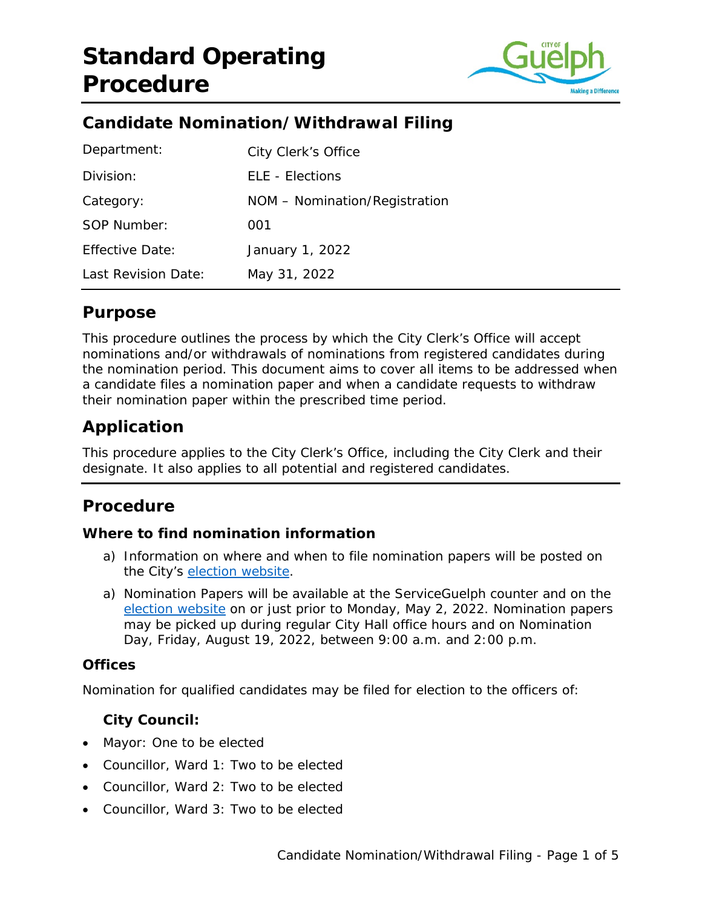# Standard Operating Procedure

## Candidate Nomination/Withdrawal Filing

| | |
|---|---|
| Department: | City Clerk's Office |
| Division: | ELE - Elections |
| Category: | NOM – Nomination/Registration |
| SOP Number: | 001 |
| Effective Date: | January 1, 2022 |
| Last Revision Date: | May 31, 2022 |

## Purpose

This procedure outlines the process by which the City Clerk's Office will accept nominations and/or withdrawals of nominations from registered candidates during the nomination period. This document aims to cover all items to be addressed when a candidate files a nomination paper and when a candidate requests to withdraw their nomination paper within the prescribed time period.

## Application

This procedure applies to the City Clerk's Office, including the City Clerk and their designate. It also applies to all potential and registered candidates.

## Procedure

### Where to find nomination information

a) Information on where and when to file nomination papers will be posted on the City's election website.

a) Nomination Papers will be available at the ServiceGuelph counter and on the election website on or just prior to Monday, May 2, 2022. Nomination papers may be picked up during regular City Hall office hours and on Nomination Day, Friday, August 19, 2022, between 9:00 a.m. and 2:00 p.m.

### Offices

Nomination for qualified candidates may be filed for election to the officers of:

**City Council:**

- Mayor: One to be elected
- Councillor, Ward 1: Two to be elected
- Councillor, Ward 2: Two to be elected
- Councillor, Ward 3: Two to be elected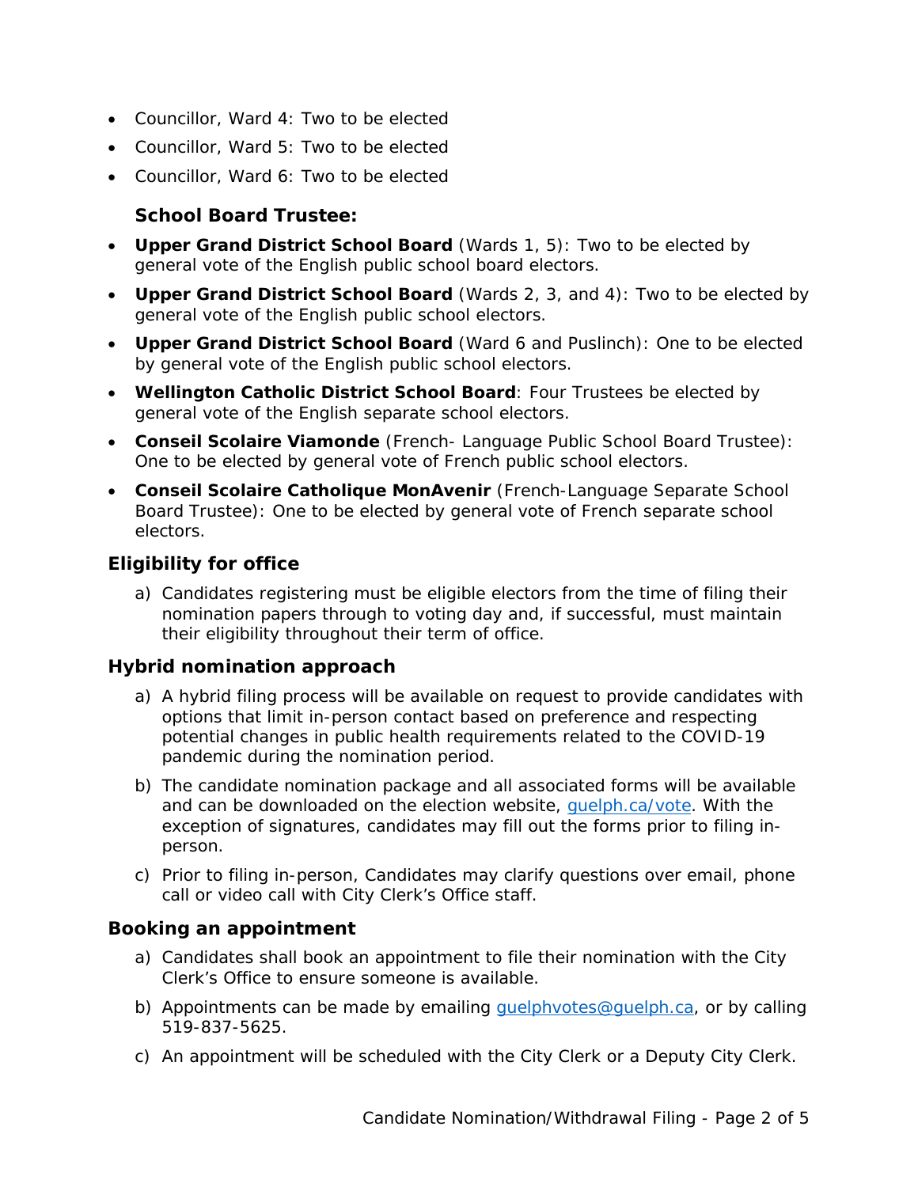- Councillor, Ward 4: Two to be elected
- Councillor, Ward 5: Two to be elected
- Councillor, Ward 6: Two to be elected

### School Board Trustee:

- **Upper Grand District School Board** (Wards 1, 5): Two to be elected by general vote of the English public school board electors.
- **Upper Grand District School Board** (Wards 2, 3, and 4): Two to be elected by general vote of the English public school electors.
- **Upper Grand District School Board** (Ward 6 and Puslinch): One to be elected by general vote of the English public school electors.
- **Wellington Catholic District School Board**: Four Trustees be elected by general vote of the English separate school electors.
- **Conseil Scolaire Viamonde** (French- Language Public School Board Trustee): One to be elected by general vote of French public school electors.
- **Conseil Scolaire Catholique MonAvenir** (French-Language Separate School Board Trustee): One to be elected by general vote of French separate school electors.

## Eligibility for office

a) Candidates registering must be eligible electors from the time of filing their nomination papers through to voting day and, if successful, must maintain their eligibility throughout their term of office.

## Hybrid nomination approach

a) A hybrid filing process will be available on request to provide candidates with options that limit in-person contact based on preference and respecting potential changes in public health requirements related to the COVID-19 pandemic during the nomination period.

b) The candidate nomination package and all associated forms will be available and can be downloaded on the election website, [guelph.ca/vote](guelph.ca/vote). With the exception of signatures, candidates may fill out the forms prior to filing in-person.

c) Prior to filing in-person, Candidates may clarify questions over email, phone call or video call with City Clerk's Office staff.

## Booking an appointment

a) Candidates shall book an appointment to file their nomination with the City Clerk's Office to ensure someone is available.

b) Appointments can be made by emailing [guelphvotes@guelph.ca](mailto:guelphvotes@guelph.ca), or by calling 519-837-5625.

c) An appointment will be scheduled with the City Clerk or a Deputy City Clerk.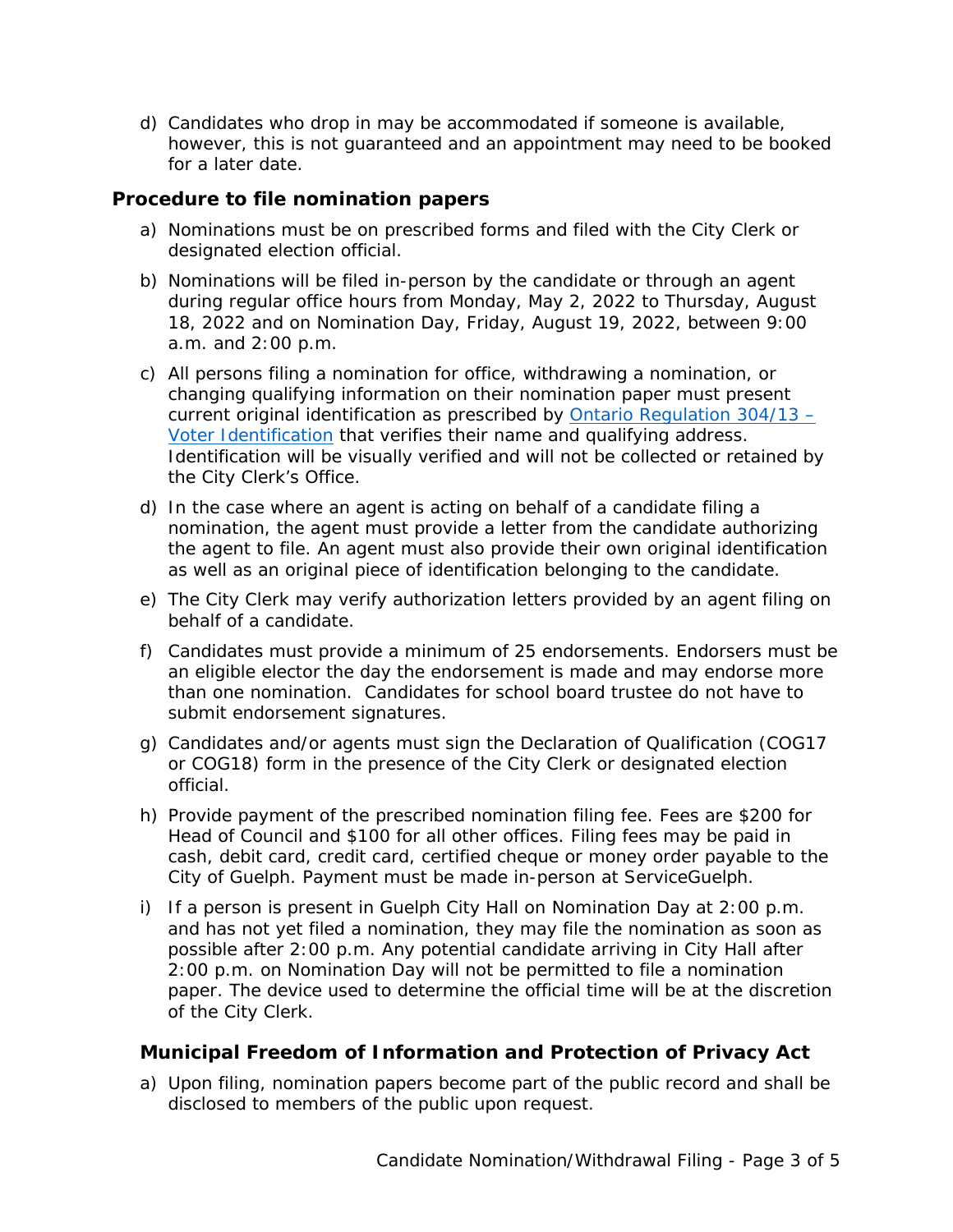d) Candidates who drop in may be accommodated if someone is available, however, this is not guaranteed and an appointment may need to be booked for a later date.

## Procedure to file nomination papers

a) Nominations must be on prescribed forms and filed with the City Clerk or designated election official.

b) Nominations will be filed in-person by the candidate or through an agent during regular office hours from Monday, May 2, 2022 to Thursday, August 18, 2022 and on Nomination Day, Friday, August 19, 2022, between 9:00 a.m. and 2:00 p.m.

c) All persons filing a nomination for office, withdrawing a nomination, or changing qualifying information on their nomination paper must present current original identification as prescribed by [Ontario Regulation 304/13 – Voter Identification] that verifies their name and qualifying address. Identification will be visually verified and will not be collected or retained by the City Clerk's Office.

d) In the case where an agent is acting on behalf of a candidate filing a nomination, the agent must provide a letter from the candidate authorizing the agent to file. An agent must also provide their own original identification as well as an original piece of identification belonging to the candidate.

e) The City Clerk may verify authorization letters provided by an agent filing on behalf of a candidate.

f) Candidates must provide a minimum of 25 endorsements. Endorsers must be an eligible elector the day the endorsement is made and may endorse more than one nomination. Candidates for school board trustee do not have to submit endorsement signatures.

g) Candidates and/or agents must sign the Declaration of Qualification (COG17 or COG18) form in the presence of the City Clerk or designated election official.

h) Provide payment of the prescribed nomination filing fee. Fees are $200 for Head of Council and $100 for all other offices. Filing fees may be paid in cash, debit card, credit card, certified cheque or money order payable to the City of Guelph. Payment must be made in-person at ServiceGuelph.

i) If a person is present in Guelph City Hall on Nomination Day at 2:00 p.m. and has not yet filed a nomination, they may file the nomination as soon as possible after 2:00 p.m. Any potential candidate arriving in City Hall after 2:00 p.m. on Nomination Day will not be permitted to file a nomination paper. The device used to determine the official time will be at the discretion of the City Clerk.

## Municipal Freedom of Information and Protection of Privacy Act

a) Upon filing, nomination papers become part of the public record and shall be disclosed to members of the public upon request.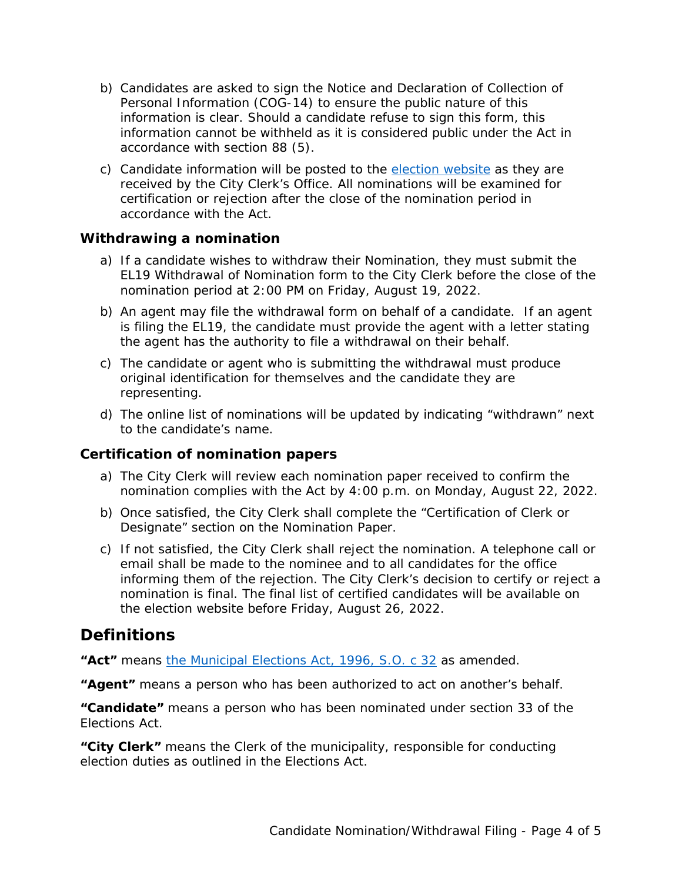b) Candidates are asked to sign the Notice and Declaration of Collection of Personal Information (COG-14) to ensure the public nature of this information is clear. Should a candidate refuse to sign this form, this information cannot be withheld as it is considered public under the Act in accordance with section 88 (5).

c) Candidate information will be posted to the [election website]() as they are received by the City Clerk's Office. All nominations will be examined for certification or rejection after the close of the nomination period in accordance with the Act.

### Withdrawing a nomination

a) If a candidate wishes to withdraw their Nomination, they must submit the EL19 Withdrawal of Nomination form to the City Clerk before the close of the nomination period at 2:00 PM on Friday, August 19, 2022.

b) An agent may file the withdrawal form on behalf of a candidate. If an agent is filing the EL19, the candidate must provide the agent with a letter stating the agent has the authority to file a withdrawal on their behalf.

c) The candidate or agent who is submitting the withdrawal must produce original identification for themselves and the candidate they are representing.

d) The online list of nominations will be updated by indicating "withdrawn" next to the candidate's name.

### Certification of nomination papers

a) The City Clerk will review each nomination paper received to confirm the nomination complies with the Act by 4:00 p.m. on Monday, August 22, 2022.

b) Once satisfied, the City Clerk shall complete the "Certification of Clerk or Designate" section on the Nomination Paper.

c) If not satisfied, the City Clerk shall reject the nomination. A telephone call or email shall be made to the nominee and to all candidates for the office informing them of the rejection. The City Clerk's decision to certify or reject a nomination is final. The final list of certified candidates will be available on the election website before Friday, August 26, 2022.

## Definitions

**"Act"** means [the Municipal Elections Act, 1996, S.O. c 32]() as amended.

**"Agent"** means a person who has been authorized to act on another's behalf.

**"Candidate"** means a person who has been nominated under section 33 of the Elections Act.

**"City Clerk"** means the Clerk of the municipality, responsible for conducting election duties as outlined in the Elections Act.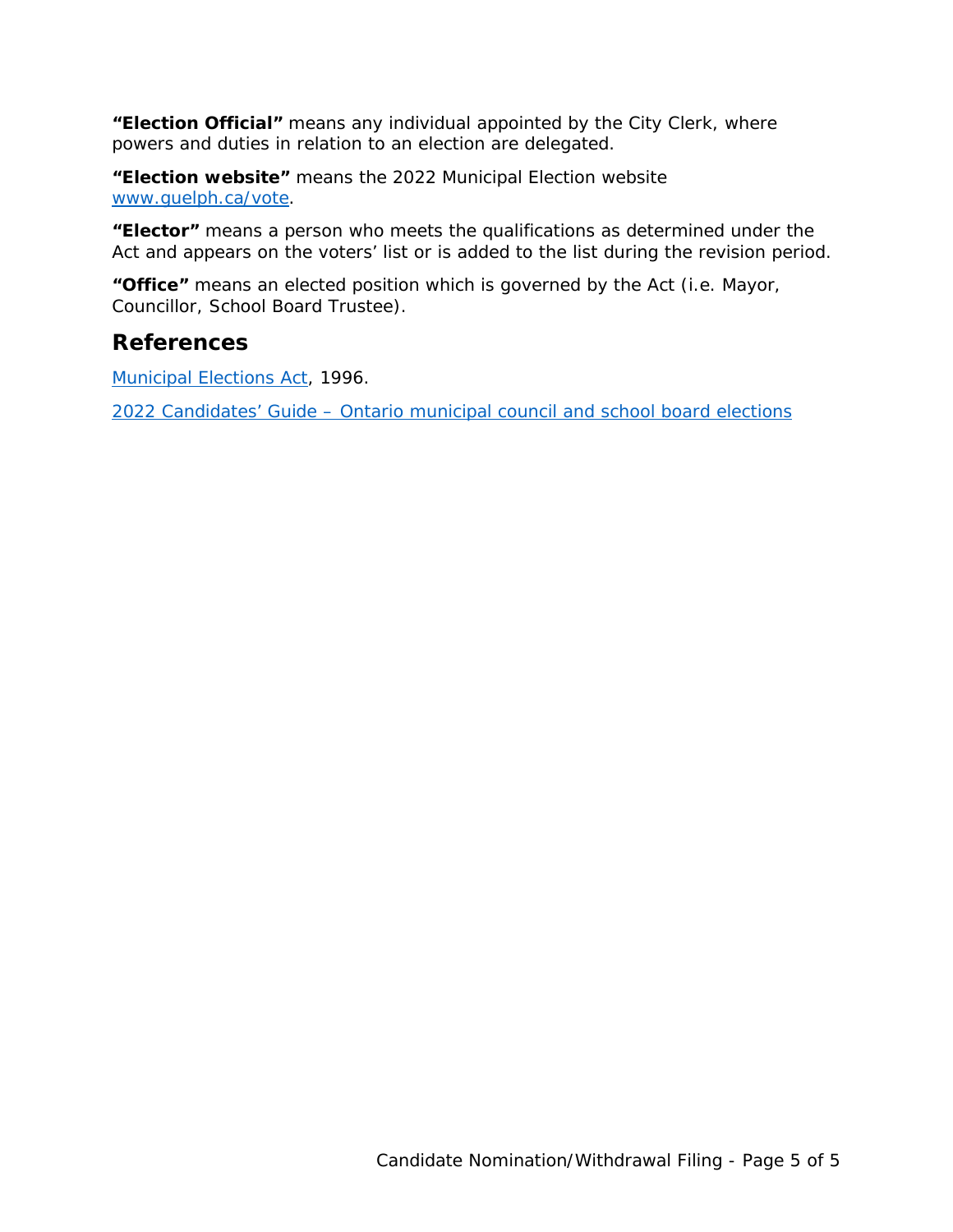**"Election Official"** means any individual appointed by the City Clerk, where powers and duties in relation to an election are delegated.

**"Election website"** means the 2022 Municipal Election website [www.guelph.ca/vote](www.guelph.ca/vote).

**"Elector"** means a person who meets the qualifications as determined under the Act and appears on the voters' list or is added to the list during the revision period.

**"Office"** means an elected position which is governed by the Act (i.e. Mayor, Councillor, School Board Trustee).

## References

Municipal Elections Act, 1996.

2022 Candidates' Guide – Ontario municipal council and school board elections